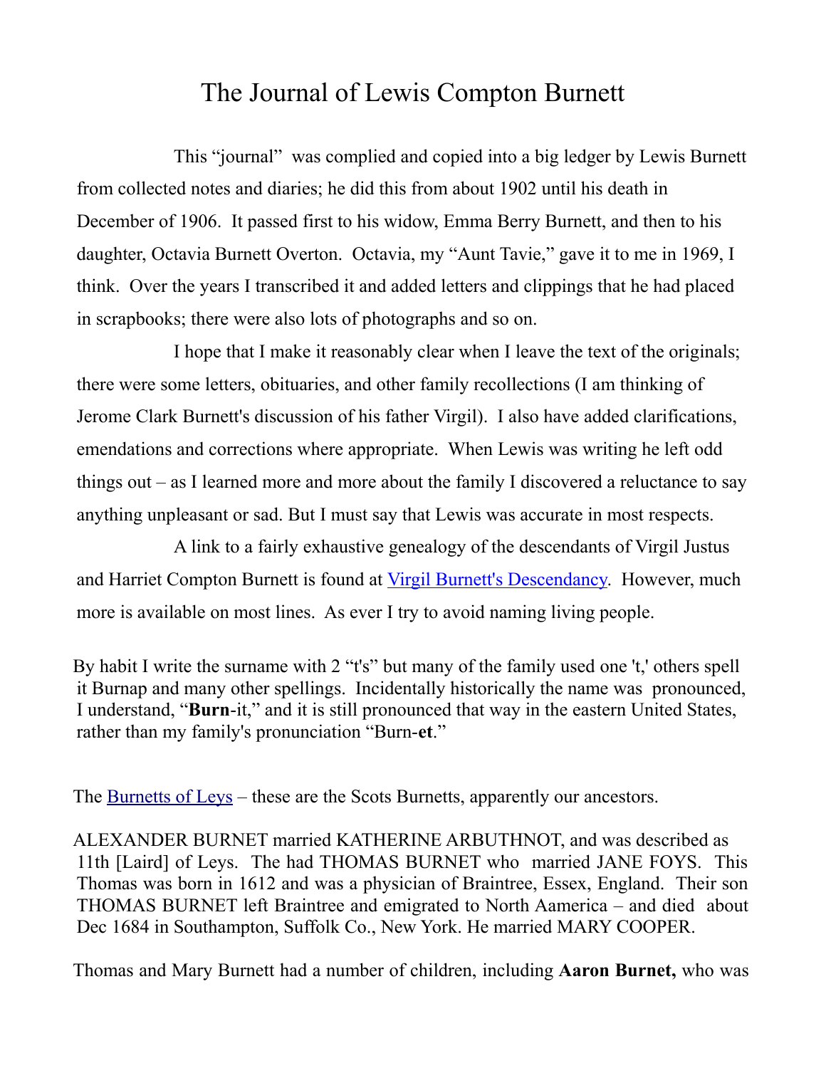# The Journal of Lewis Compton Burnett

This "journal" was complied and copied into a big ledger by Lewis Burnett from collected notes and diaries; he did this from about 1902 until his death in December of 1906. It passed first to his widow, Emma Berry Burnett, and then to his daughter, Octavia Burnett Overton. Octavia, my "Aunt Tavie," gave it to me in 1969, I think. Over the years I transcribed it and added letters and clippings that he had placed in scrapbooks; there were also lots of photographs and so on.

I hope that I make it reasonably clear when I leave the text of the originals; there were some letters, obituaries, and other family recollections (I am thinking of Jerome Clark Burnett's discussion of his father Virgil). I also have added clarifications, emendations and corrections where appropriate. When Lewis was writing he left odd things out – as I learned more and more about the family I discovered a reluctance to say anything unpleasant or sad. But I must say that Lewis was accurate in most respects.

A link to a fairly exhaustive genealogy of the descendants of Virgil Justus and Harriet Compton Burnett is found at Virgil Burnett's Descendancy. However, much more is available on most lines. As ever I try to avoid naming living people.

By habit I write the surname with 2 "t's" but many of the family used one 't,' others spell it Burnap and many other spellings. Incidentally historically the name was pronounced, I understand, "**Burn**-it," and it is still pronounced that way in the eastern United States, rather than my family's pronunciation "Burn-**et**."

The Burnetts of Leys – these are the Scots Burnetts, apparently our ancestors.

ALEXANDER BURNET married KATHERINE ARBUTHNOT, and was described as 11th [Laird] of Leys. The had THOMAS BURNET who married JANE FOYS. This Thomas was born in 1612 and was a physician of Braintree, Essex, England. Their son THOMAS BURNET left Braintree and emigrated to North Aamerica – and died about Dec 1684 in Southampton, Suffolk Co., New York. He married MARY COOPER.

Thomas and Mary Burnett had a number of children, including **Aaron Burnet,** who was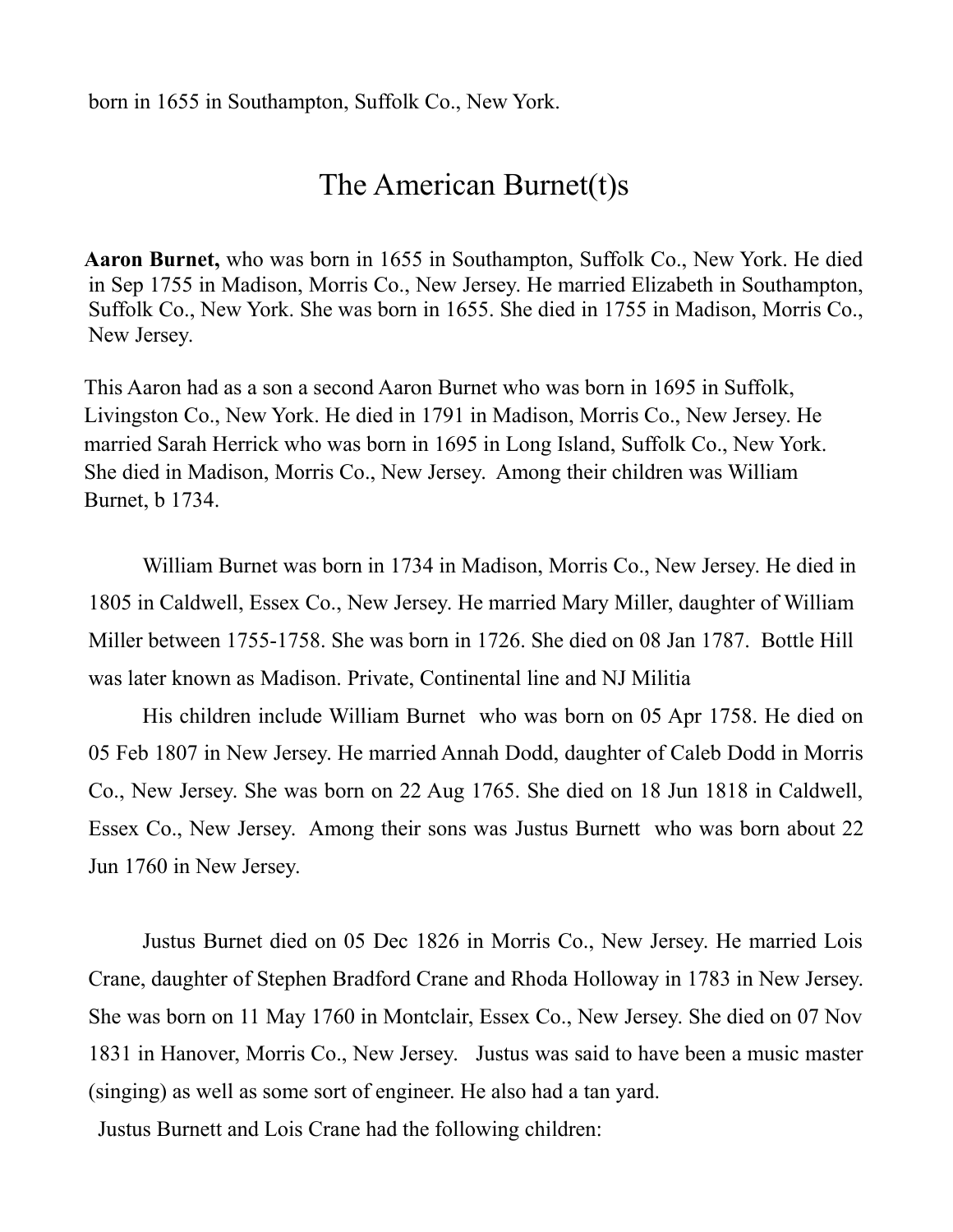born in 1655 in Southampton, Suffolk Co., New York.

# The American Burnet(t)s

**Aaron Burnet,** who was born in 1655 in Southampton, Suffolk Co., New York. He died in Sep 1755 in Madison, Morris Co., New Jersey. He married Elizabeth in Southampton, Suffolk Co., New York. She was born in 1655. She died in 1755 in Madison, Morris Co., New Jersey.

This Aaron had as a son a second Aaron Burnet who was born in 1695 in Suffolk, Livingston Co., New York. He died in 1791 in Madison, Morris Co., New Jersey. He married Sarah Herrick who was born in 1695 in Long Island, Suffolk Co., New York. She died in Madison, Morris Co., New Jersey. Among their children was William Burnet, b 1734.

William Burnet was born in 1734 in Madison, Morris Co., New Jersey. He died in 1805 in Caldwell, Essex Co., New Jersey. He married Mary Miller, daughter of William Miller between 1755-1758. She was born in 1726. She died on 08 Jan 1787. Bottle Hill was later known as Madison. Private, Continental line and NJ Militia

His children include William Burnet who was born on 05 Apr 1758. He died on 05 Feb 1807 in New Jersey. He married Annah Dodd, daughter of Caleb Dodd in Morris Co., New Jersey. She was born on 22 Aug 1765. She died on 18 Jun 1818 in Caldwell, Essex Co., New Jersey. Among their sons was Justus Burnett who was born about 22 Jun 1760 in New Jersey.

Justus Burnet died on 05 Dec 1826 in Morris Co., New Jersey. He married Lois Crane, daughter of Stephen Bradford Crane and Rhoda Holloway in 1783 in New Jersey. She was born on 11 May 1760 in Montclair, Essex Co., New Jersey. She died on 07 Nov 1831 in Hanover, Morris Co., New Jersey. Justus was said to have been a music master (singing) as well as some sort of engineer. He also had a tan yard.

Justus Burnett and Lois Crane had the following children: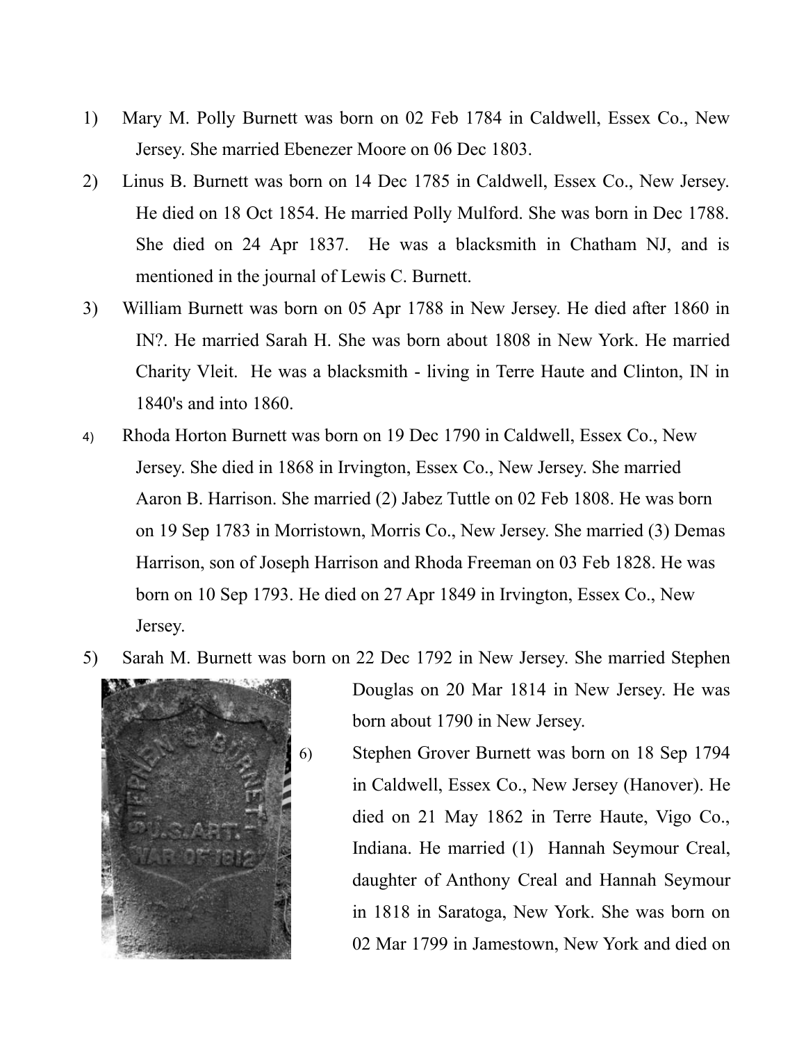1) Mary M. Polly Burnett was born on 02 Feb 1784 in Caldwell, Essex Co., New Jersey. She married Ebenezer Moore on 06 Dec 1803.

2) Linus B. Burnett was born on 14 Dec 1785 in Caldwell, Essex Co., New Jersey. He died on 18 Oct 1854. He married Polly Mulford. She was born in Dec 1788. She died on 24 Apr 1837. He was a blacksmith in Chatham NJ, and is mentioned in the journal of Lewis C. Burnett.

3) William Burnett was born on 05 Apr 1788 in New Jersey. He died after 1860 in IN?. He married Sarah H. She was born about 1808 in New York. He married Charity Vleit. He was a blacksmith - living in Terre Haute and Clinton, IN in 1840's and into 1860.

4) Rhoda Horton Burnett was born on 19 Dec 1790 in Caldwell, Essex Co., New Jersey. She died in 1868 in Irvington, Essex Co., New Jersey. She married Aaron B. Harrison. She married (2) Jabez Tuttle on 02 Feb 1808. He was born on 19 Sep 1783 in Morristown, Morris Co., New Jersey. She married (3) Demas Harrison, son of Joseph Harrison and Rhoda Freeman on 03 Feb 1828. He was born on 10 Sep 1793. He died on 27 Apr 1849 in Irvington, Essex Co., New Jersey.

5) Sarah M. Burnett was born on 22 Dec 1792 in New Jersey. She married Stephen Douglas on 20 Mar 1814 in New Jersey. He was born about 1790 in New Jersey.

6) Stephen Grover Burnett was born on 18 Sep 1794 in Caldwell, Essex Co., New Jersey (Hanover). He died on 21 May 1862 in Terre Haute, Vigo Co., Indiana. He married (1) Hannah Seymour Creal, daughter of Anthony Creal and Hannah Seymour in 1818 in Saratoga, New York. She was born on 02 Mar 1799 in Jamestown, New York and died on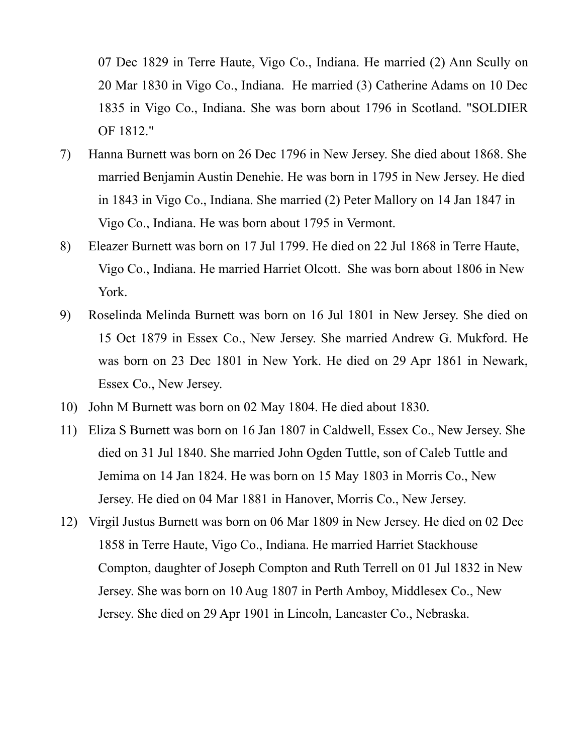07 Dec 1829 in Terre Haute, Vigo Co., Indiana. He married (2) Ann Scully on 20 Mar 1830 in Vigo Co., Indiana. He married (3) Catherine Adams on 10 Dec 1835 in Vigo Co., Indiana. She was born about 1796 in Scotland. "SOLDIER OF 1812."

7) Hanna Burnett was born on 26 Dec 1796 in New Jersey. She died about 1868. She married Benjamin Austin Denehie. He was born in 1795 in New Jersey. He died in 1843 in Vigo Co., Indiana. She married (2) Peter Mallory on 14 Jan 1847 in Vigo Co., Indiana. He was born about 1795 in Vermont.

8) Eleazer Burnett was born on 17 Jul 1799. He died on 22 Jul 1868 in Terre Haute, Vigo Co., Indiana. He married Harriet Olcott. She was born about 1806 in New York.

9) Roselinda Melinda Burnett was born on 16 Jul 1801 in New Jersey. She died on 15 Oct 1879 in Essex Co., New Jersey. She married Andrew G. Mukford. He was born on 23 Dec 1801 in New York. He died on 29 Apr 1861 in Newark, Essex Co., New Jersey.

10) John M Burnett was born on 02 May 1804. He died about 1830.

11) Eliza S Burnett was born on 16 Jan 1807 in Caldwell, Essex Co., New Jersey. She died on 31 Jul 1840. She married John Ogden Tuttle, son of Caleb Tuttle and Jemima on 14 Jan 1824. He was born on 15 May 1803 in Morris Co., New Jersey. He died on 04 Mar 1881 in Hanover, Morris Co., New Jersey.

12) Virgil Justus Burnett was born on 06 Mar 1809 in New Jersey. He died on 02 Dec 1858 in Terre Haute, Vigo Co., Indiana. He married Harriet Stackhouse Compton, daughter of Joseph Compton and Ruth Terrell on 01 Jul 1832 in New Jersey. She was born on 10 Aug 1807 in Perth Amboy, Middlesex Co., New Jersey. She died on 29 Apr 1901 in Lincoln, Lancaster Co., Nebraska.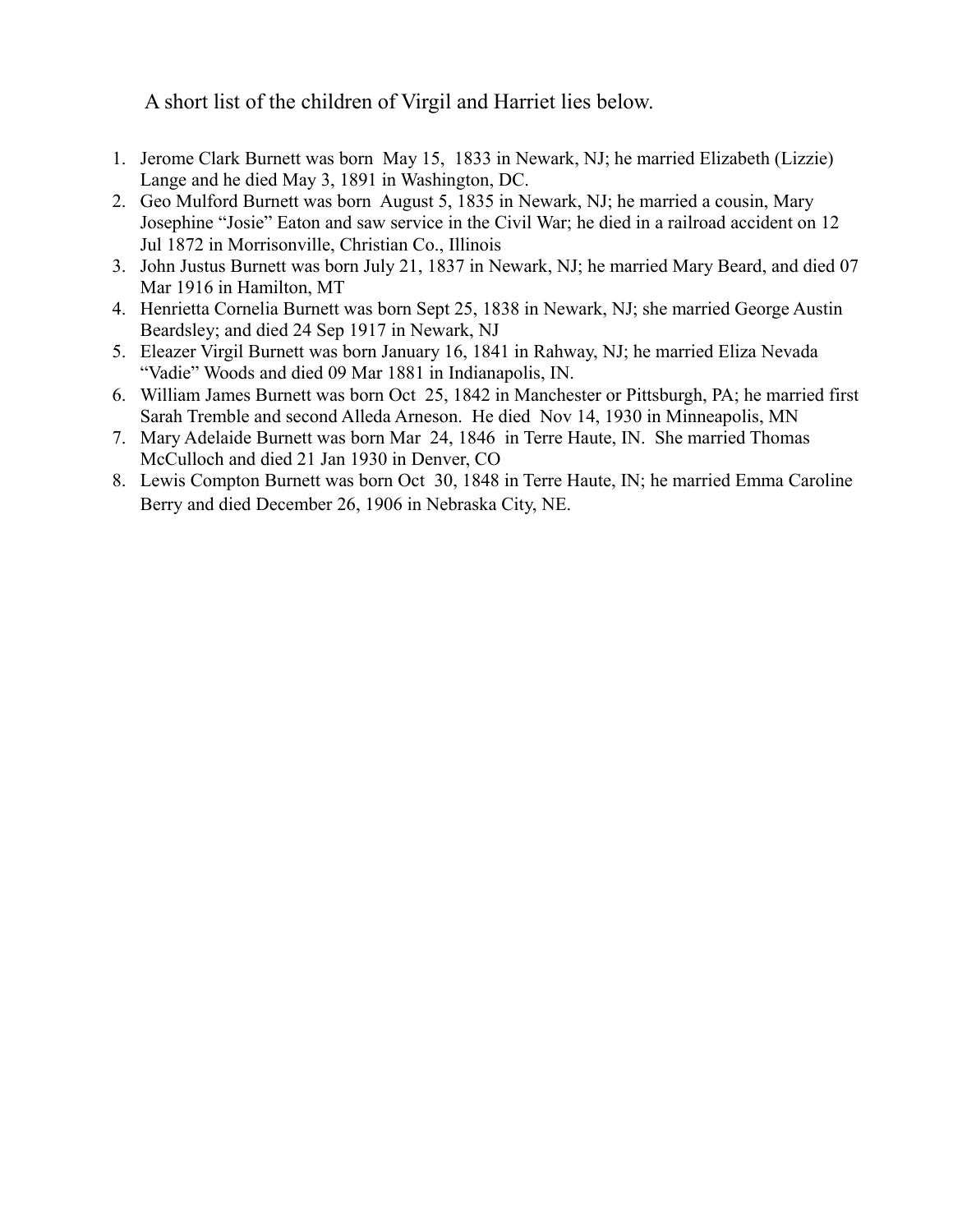A short list of the children of Virgil and Harriet lies below.

1. Jerome Clark Burnett was born May 15, 1833 in Newark, NJ; he married Elizabeth (Lizzie) Lange and he died May 3, 1891 in Washington, DC.
2. Geo Mulford Burnett was born August 5, 1835 in Newark, NJ; he married a cousin, Mary Josephine "Josie" Eaton and saw service in the Civil War; he died in a railroad accident on 12 Jul 1872 in Morrisonville, Christian Co., Illinois
3. John Justus Burnett was born July 21, 1837 in Newark, NJ; he married Mary Beard, and died 07 Mar 1916 in Hamilton, MT
4. Henrietta Cornelia Burnett was born Sept 25, 1838 in Newark, NJ; she married George Austin Beardsley; and died 24 Sep 1917 in Newark, NJ
5. Eleazer Virgil Burnett was born January 16, 1841 in Rahway, NJ; he married Eliza Nevada "Vadie" Woods and died 09 Mar 1881 in Indianapolis, IN.
6. William James Burnett was born Oct 25, 1842 in Manchester or Pittsburgh, PA; he married first Sarah Tremble and second Alleda Arneson. He died Nov 14, 1930 in Minneapolis, MN
7. Mary Adelaide Burnett was born Mar 24, 1846 in Terre Haute, IN. She married Thomas McCulloch and died 21 Jan 1930 in Denver, CO
8. Lewis Compton Burnett was born Oct 30, 1848 in Terre Haute, IN; he married Emma Caroline Berry and died December 26, 1906 in Nebraska City, NE.